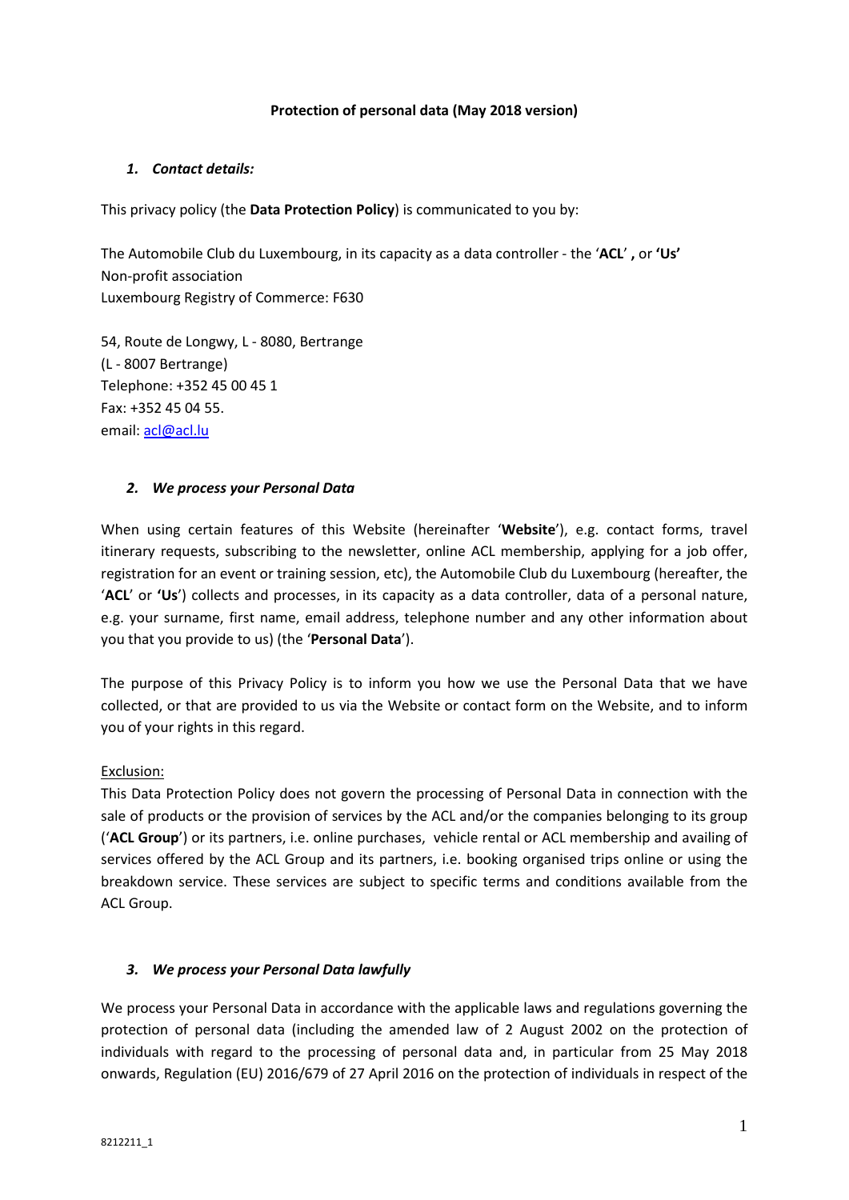**Protection of personal data (May 2018 version)**

### *1. Contact details:*

This privacy policy (the **Data Protection Policy**) is communicated to you by:

The Automobile Club du Luxembourg, in its capacity as a data controller - the '**ACL**' **,** or **'Us'**
Non-profit association
Luxembourg Registry of Commerce: F630

54, Route de Longwy, L - 8080, Bertrange
(L - 8007 Bertrange)
Telephone: +352 45 00 45 1
Fax: +352 45 04 55.
email: acl@acl.lu

### *2. We process your Personal Data*

When using certain features of this Website (hereinafter '**Website**'), e.g. contact forms, travel itinerary requests, subscribing to the newsletter, online ACL membership, applying for a job offer, registration for an event or training session, etc), the Automobile Club du Luxembourg (hereafter, the '**ACL**' or **'Us**') collects and processes, in its capacity as a data controller, data of a personal nature, e.g. your surname, first name, email address, telephone number and any other information about you that you provide to us) (the '**Personal Data**').

The purpose of this Privacy Policy is to inform you how we use the Personal Data that we have collected, or that are provided to us via the Website or contact form on the Website, and to inform you of your rights in this regard.

Exclusion:
This Data Protection Policy does not govern the processing of Personal Data in connection with the sale of products or the provision of services by the ACL and/or the companies belonging to its group ('**ACL Group**') or its partners, i.e. online purchases, vehicle rental or ACL membership and availing of services offered by the ACL Group and its partners, i.e. booking organised trips online or using the breakdown service. These services are subject to specific terms and conditions available from the ACL Group.

### *3. We process your Personal Data lawfully*

We process your Personal Data in accordance with the applicable laws and regulations governing the protection of personal data (including the amended law of 2 August 2002 on the protection of individuals with regard to the processing of personal data and, in particular from 25 May 2018 onwards, Regulation (EU) 2016/679 of 27 April 2016 on the protection of individuals in respect of the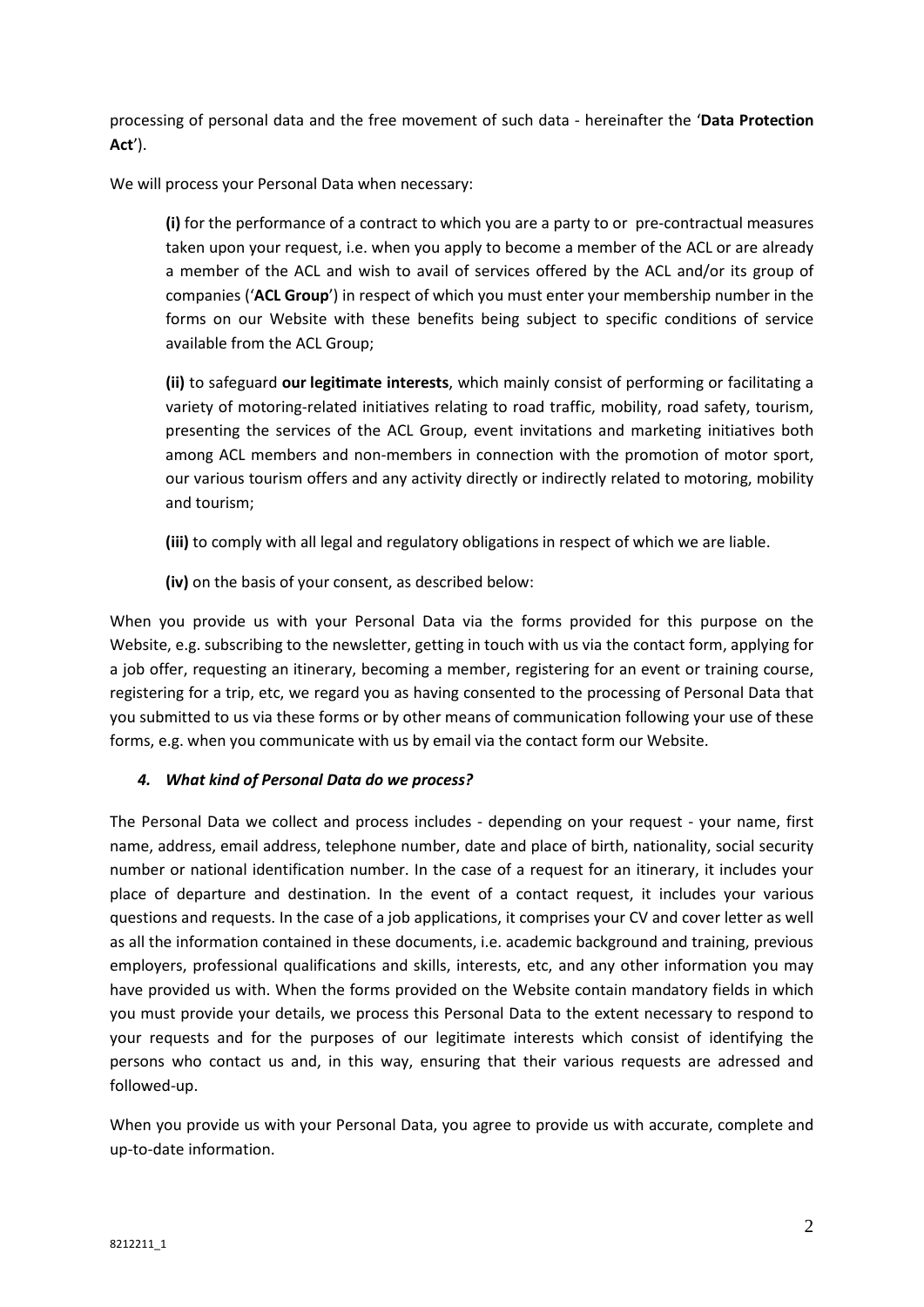processing of personal data and the free movement of such data - hereinafter the '**Data Protection Act**').

We will process your Personal Data when necessary:

> **(i)** for the performance of a contract to which you are a party to or pre-contractual measures taken upon your request, i.e. when you apply to become a member of the ACL or are already a member of the ACL and wish to avail of services offered by the ACL and/or its group of companies ('**ACL Group**') in respect of which you must enter your membership number in the forms on our Website with these benefits being subject to specific conditions of service available from the ACL Group;
>
> **(ii)** to safeguard **our legitimate interests**, which mainly consist of performing or facilitating a variety of motoring-related initiatives relating to road traffic, mobility, road safety, tourism, presenting the services of the ACL Group, event invitations and marketing initiatives both among ACL members and non-members in connection with the promotion of motor sport, our various tourism offers and any activity directly or indirectly related to motoring, mobility and tourism;
>
> **(iii)** to comply with all legal and regulatory obligations in respect of which we are liable.
>
> **(iv)** on the basis of your consent, as described below:

When you provide us with your Personal Data via the forms provided for this purpose on the Website, e.g. subscribing to the newsletter, getting in touch with us via the contact form, applying for a job offer, requesting an itinerary, becoming a member, registering for an event or training course, registering for a trip, etc, we regard you as having consented to the processing of Personal Data that you submitted to us via these forms or by other means of communication following your use of these forms, e.g. when you communicate with us by email via the contact form our Website.

### *4. What kind of Personal Data do we process?*

The Personal Data we collect and process includes - depending on your request - your name, first name, address, email address, telephone number, date and place of birth, nationality, social security number or national identification number. In the case of a request for an itinerary, it includes your place of departure and destination. In the event of a contact request, it includes your various questions and requests. In the case of a job applications, it comprises your CV and cover letter as well as all the information contained in these documents, i.e. academic background and training, previous employers, professional qualifications and skills, interests, etc, and any other information you may have provided us with. When the forms provided on the Website contain mandatory fields in which you must provide your details, we process this Personal Data to the extent necessary to respond to your requests and for the purposes of our legitimate interests which consist of identifying the persons who contact us and, in this way, ensuring that their various requests are adressed and followed-up.

When you provide us with your Personal Data, you agree to provide us with accurate, complete and up-to-date information.

8212211_1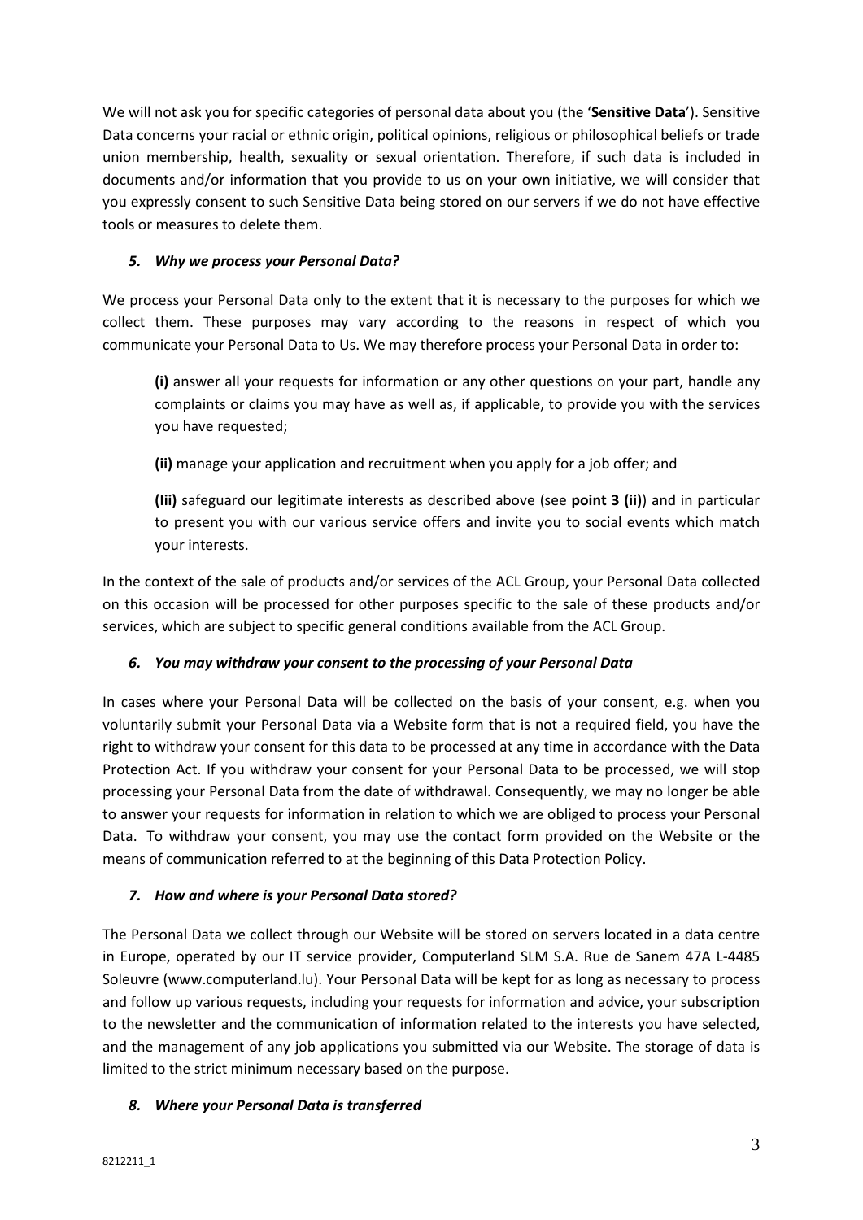We will not ask you for specific categories of personal data about you (the '**Sensitive Data**'). Sensitive Data concerns your racial or ethnic origin, political opinions, religious or philosophical beliefs or trade union membership, health, sexuality or sexual orientation. Therefore, if such data is included in documents and/or information that you provide to us on your own initiative, we will consider that you expressly consent to such Sensitive Data being stored on our servers if we do not have effective tools or measures to delete them.

### *5. Why we process your Personal Data?*

We process your Personal Data only to the extent that it is necessary to the purposes for which we collect them. These purposes may vary according to the reasons in respect of which you communicate your Personal Data to Us. We may therefore process your Personal Data in order to:

**(i)** answer all your requests for information or any other questions on your part, handle any complaints or claims you may have as well as, if applicable, to provide you with the services you have requested;

**(ii)** manage your application and recruitment when you apply for a job offer; and

**(Iii)** safeguard our legitimate interests as described above (see **point 3 (ii)**) and in particular to present you with our various service offers and invite you to social events which match your interests.

In the context of the sale of products and/or services of the ACL Group, your Personal Data collected on this occasion will be processed for other purposes specific to the sale of these products and/or services, which are subject to specific general conditions available from the ACL Group.

### *6. You may withdraw your consent to the processing of your Personal Data*

In cases where your Personal Data will be collected on the basis of your consent, e.g. when you voluntarily submit your Personal Data via a Website form that is not a required field, you have the right to withdraw your consent for this data to be processed at any time in accordance with the Data Protection Act. If you withdraw your consent for your Personal Data to be processed, we will stop processing your Personal Data from the date of withdrawal. Consequently, we may no longer be able to answer your requests for information in relation to which we are obliged to process your Personal Data. To withdraw your consent, you may use the contact form provided on the Website or the means of communication referred to at the beginning of this Data Protection Policy.

### *7. How and where is your Personal Data stored?*

The Personal Data we collect through our Website will be stored on servers located in a data centre in Europe, operated by our IT service provider, Computerland SLM S.A. Rue de Sanem 47A L-4485 Soleuvre (www.computerland.lu). Your Personal Data will be kept for as long as necessary to process and follow up various requests, including your requests for information and advice, your subscription to the newsletter and the communication of information related to the interests you have selected, and the management of any job applications you submitted via our Website. The storage of data is limited to the strict minimum necessary based on the purpose.

### *8. Where your Personal Data is transferred*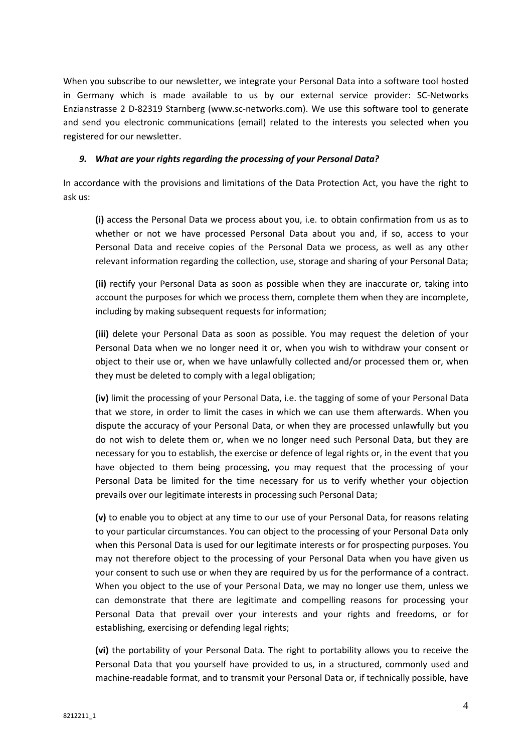When you subscribe to our newsletter, we integrate your Personal Data into a software tool hosted in Germany which is made available to us by our external service provider: SC-Networks Enzianstrasse 2 D-82319 Starnberg (www.sc-networks.com). We use this software tool to generate and send you electronic communications (email) related to the interests you selected when you registered for our newsletter.

### *9. What are your rights regarding the processing of your Personal Data?*

In accordance with the provisions and limitations of the Data Protection Act, you have the right to ask us:

**(i)** access the Personal Data we process about you, i.e. to obtain confirmation from us as to whether or not we have processed Personal Data about you and, if so, access to your Personal Data and receive copies of the Personal Data we process, as well as any other relevant information regarding the collection, use, storage and sharing of your Personal Data;

**(ii)** rectify your Personal Data as soon as possible when they are inaccurate or, taking into account the purposes for which we process them, complete them when they are incomplete, including by making subsequent requests for information;

**(iii)** delete your Personal Data as soon as possible. You may request the deletion of your Personal Data when we no longer need it or, when you wish to withdraw your consent or object to their use or, when we have unlawfully collected and/or processed them or, when they must be deleted to comply with a legal obligation;

**(iv)** limit the processing of your Personal Data, i.e. the tagging of some of your Personal Data that we store, in order to limit the cases in which we can use them afterwards. When you dispute the accuracy of your Personal Data, or when they are processed unlawfully but you do not wish to delete them or, when we no longer need such Personal Data, but they are necessary for you to establish, the exercise or defence of legal rights or, in the event that you have objected to them being processing, you may request that the processing of your Personal Data be limited for the time necessary for us to verify whether your objection prevails over our legitimate interests in processing such Personal Data;

**(v)** to enable you to object at any time to our use of your Personal Data, for reasons relating to your particular circumstances. You can object to the processing of your Personal Data only when this Personal Data is used for our legitimate interests or for prospecting purposes. You may not therefore object to the processing of your Personal Data when you have given us your consent to such use or when they are required by us for the performance of a contract. When you object to the use of your Personal Data, we may no longer use them, unless we can demonstrate that there are legitimate and compelling reasons for processing your Personal Data that prevail over your interests and your rights and freedoms, or for establishing, exercising or defending legal rights;

**(vi)** the portability of your Personal Data. The right to portability allows you to receive the Personal Data that you yourself have provided to us, in a structured, commonly used and machine-readable format, and to transmit your Personal Data or, if technically possible, have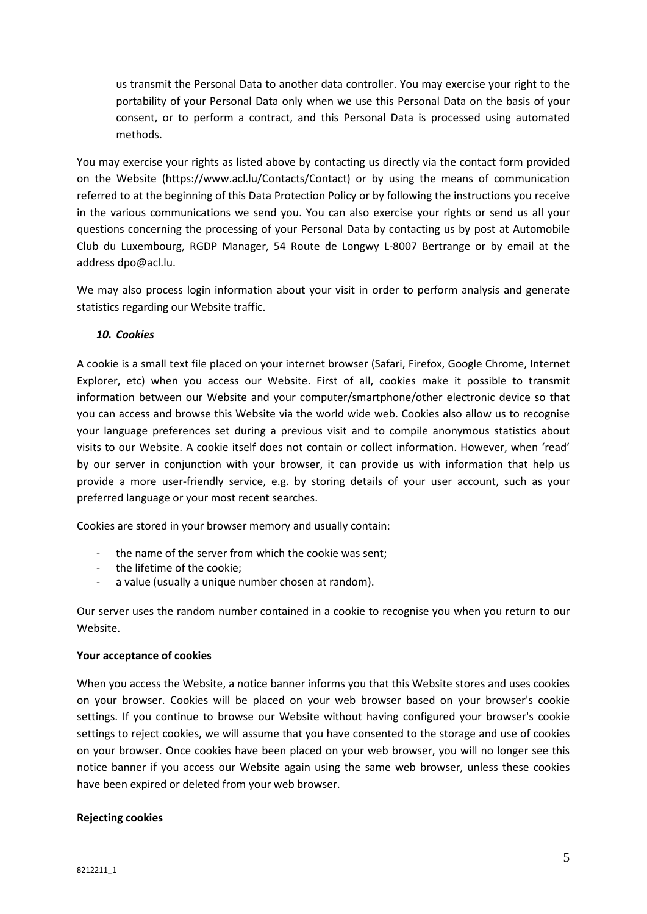us transmit the Personal Data to another data controller. You may exercise your right to the portability of your Personal Data only when we use this Personal Data on the basis of your consent, or to perform a contract, and this Personal Data is processed using automated methods.

You may exercise your rights as listed above by contacting us directly via the contact form provided on the Website (https://www.acl.lu/Contacts/Contact) or by using the means of communication referred to at the beginning of this Data Protection Policy or by following the instructions you receive in the various communications we send you. You can also exercise your rights or send us all your questions concerning the processing of your Personal Data by contacting us by post at Automobile Club du Luxembourg, RGDP Manager, 54 Route de Longwy L-8007 Bertrange or by email at the address dpo@acl.lu.

We may also process login information about your visit in order to perform analysis and generate statistics regarding our Website traffic.

### *10. Cookies*

A cookie is a small text file placed on your internet browser (Safari, Firefox, Google Chrome, Internet Explorer, etc) when you access our Website. First of all, cookies make it possible to transmit information between our Website and your computer/smartphone/other electronic device so that you can access and browse this Website via the world wide web. Cookies also allow us to recognise your language preferences set during a previous visit and to compile anonymous statistics about visits to our Website. A cookie itself does not contain or collect information. However, when 'read' by our server in conjunction with your browser, it can provide us with information that help us provide a more user-friendly service, e.g. by storing details of your user account, such as your preferred language or your most recent searches.

Cookies are stored in your browser memory and usually contain:

- the name of the server from which the cookie was sent;
- the lifetime of the cookie;
- a value (usually a unique number chosen at random).

Our server uses the random number contained in a cookie to recognise you when you return to our Website.

**Your acceptance of cookies**

When you access the Website, a notice banner informs you that this Website stores and uses cookies on your browser. Cookies will be placed on your web browser based on your browser's cookie settings. If you continue to browse our Website without having configured your browser's cookie settings to reject cookies, we will assume that you have consented to the storage and use of cookies on your browser. Once cookies have been placed on your web browser, you will no longer see this notice banner if you access our Website again using the same web browser, unless these cookies have been expired or deleted from your web browser.

**Rejecting cookies**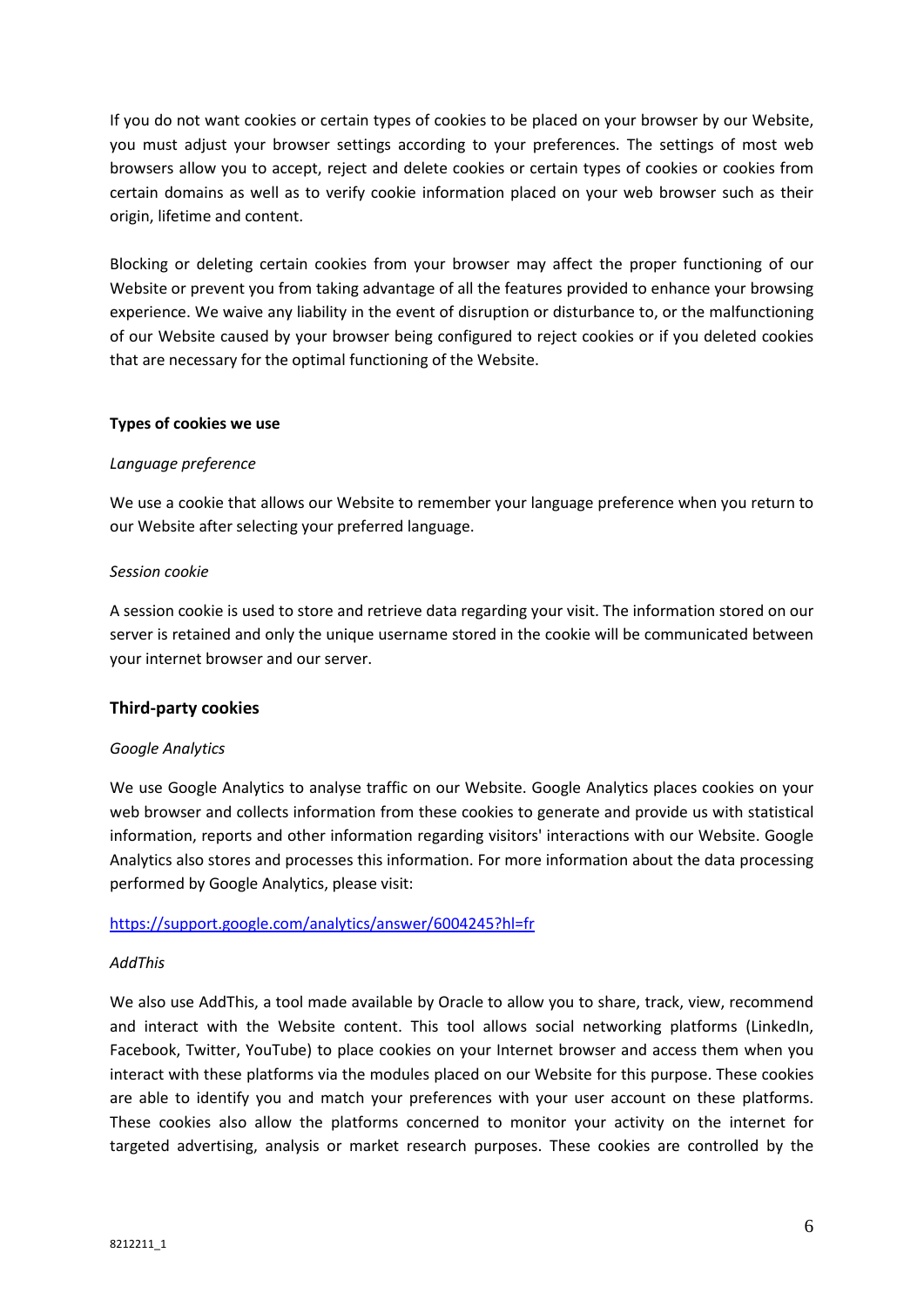If you do not want cookies or certain types of cookies to be placed on your browser by our Website, you must adjust your browser settings according to your preferences. The settings of most web browsers allow you to accept, reject and delete cookies or certain types of cookies or cookies from certain domains as well as to verify cookie information placed on your web browser such as their origin, lifetime and content.

Blocking or deleting certain cookies from your browser may affect the proper functioning of our Website or prevent you from taking advantage of all the features provided to enhance your browsing experience. We waive any liability in the event of disruption or disturbance to, or the malfunctioning of our Website caused by your browser being configured to reject cookies or if you deleted cookies that are necessary for the optimal functioning of the Website.

**Types of cookies we use**

*Language preference*

We use a cookie that allows our Website to remember your language preference when you return to our Website after selecting your preferred language.

*Session cookie*

A session cookie is used to store and retrieve data regarding your visit. The information stored on our server is retained and only the unique username stored in the cookie will be communicated between your internet browser and our server.

## Third-party cookies

*Google Analytics*

We use Google Analytics to analyse traffic on our Website. Google Analytics places cookies on your web browser and collects information from these cookies to generate and provide us with statistical information, reports and other information regarding visitors' interactions with our Website. Google Analytics also stores and processes this information. For more information about the data processing performed by Google Analytics, please visit:

https://support.google.com/analytics/answer/6004245?hl=fr

*AddThis*

We also use AddThis, a tool made available by Oracle to allow you to share, track, view, recommend and interact with the Website content. This tool allows social networking platforms (LinkedIn, Facebook, Twitter, YouTube) to place cookies on your Internet browser and access them when you interact with these platforms via the modules placed on our Website for this purpose. These cookies are able to identify you and match your preferences with your user account on these platforms. These cookies also allow the platforms concerned to monitor your activity on the internet for targeted advertising, analysis or market research purposes. These cookies are controlled by the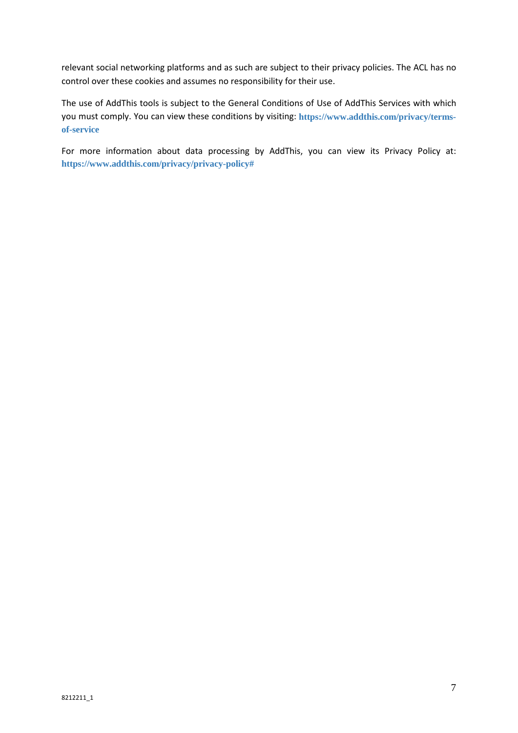relevant social networking platforms and as such are subject to their privacy policies. The ACL has no control over these cookies and assumes no responsibility for their use.

The use of AddThis tools is subject to the General Conditions of Use of AddThis Services with which you must comply. You can view these conditions by visiting: **https://www.addthis.com/privacy/terms-of-service**

For more information about data processing by AddThis, you can view its Privacy Policy at: **https://www.addthis.com/privacy/privacy-policy#**

8212211_1